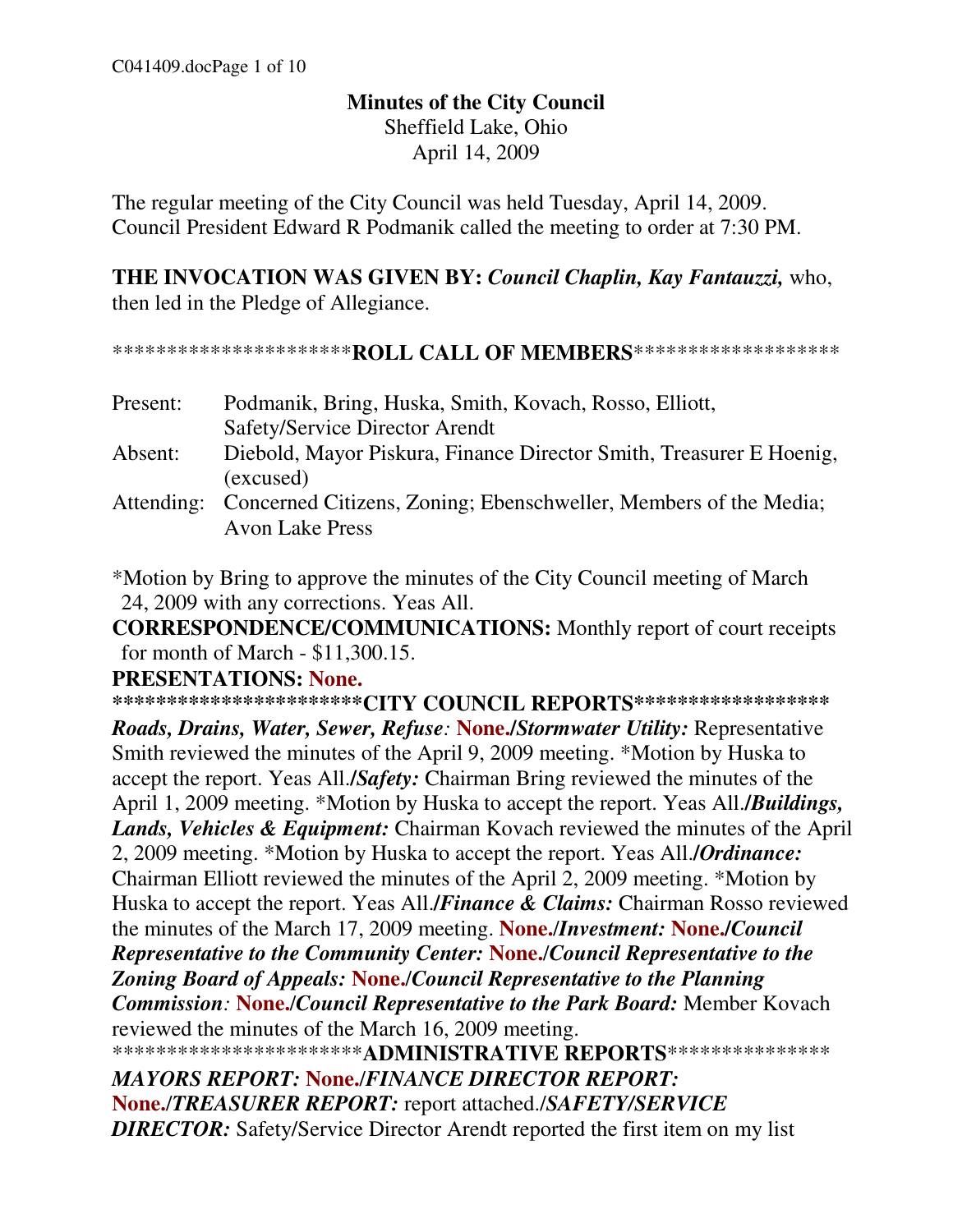# Minutes of the City Council

Sheffield Lake, Ohio
April 14, 2009

The regular meeting of the City Council was held Tuesday, April 14, 2009. Council President Edward R Podmanik called the meeting to order at 7:30 PM.

**THE INVOCATION WAS GIVEN BY:** ***Council Chaplin, Kay Fantauzzi,*** who, then led in the Pledge of Allegiance.

*********************ROLL CALL OF MEMBERS*******************

Present: Podmanik, Bring, Huska, Smith, Kovach, Rosso, Elliott, Safety/Service Director Arendt

Absent: Diebold, Mayor Piskura, Finance Director Smith, Treasurer E Hoenig, (excused)

Attending: Concerned Citizens, Zoning; Ebenschweller, Members of the Media; Avon Lake Press

*Motion by Bring to approve the minutes of the City Council meeting of March 24, 2009 with any corrections. Yeas All.

**CORRESPONDENCE/COMMUNICATIONS:** Monthly report of court receipts for month of March - $11,300.15.

**PRESENTATIONS: None.**

**********************CITY COUNCIL REPORTS*****************

***Roads, Drains, Water, Sewer, Refuse*:** **None./*Stormwater Utility:*** Representative Smith reviewed the minutes of the April 9, 2009 meeting. *Motion by Huska to accept the report. Yeas All.**/*Safety:*** Chairman Bring reviewed the minutes of the April 1, 2009 meeting. *Motion by Huska to accept the report. Yeas All.**/*Buildings, Lands, Vehicles & Equipment:*** Chairman Kovach reviewed the minutes of the April 2, 2009 meeting. *Motion by Huska to accept the report. Yeas All.**/*Ordinance:*** Chairman Elliott reviewed the minutes of the April 2, 2009 meeting. *Motion by Huska to accept the report. Yeas All.**/*Finance & Claims:*** Chairman Rosso reviewed the minutes of the March 17, 2009 meeting. **None./*Investment:* None./*Council Representative to the Community Center:* None./*Council Representative to the Zoning Board of Appeals:* None./*Council Representative to the Planning Commission*: None./*Council Representative to the Park Board:*** Member Kovach reviewed the minutes of the March 16, 2009 meeting.

**********************ADMINISTRATIVE REPORTS***************

***MAYORS REPORT:* None./*FINANCE DIRECTOR REPORT:* None./*TREASURER REPORT:*** report attached.**/*SAFETY/SERVICE DIRECTOR:*** Safety/Service Director Arendt reported the first item on my list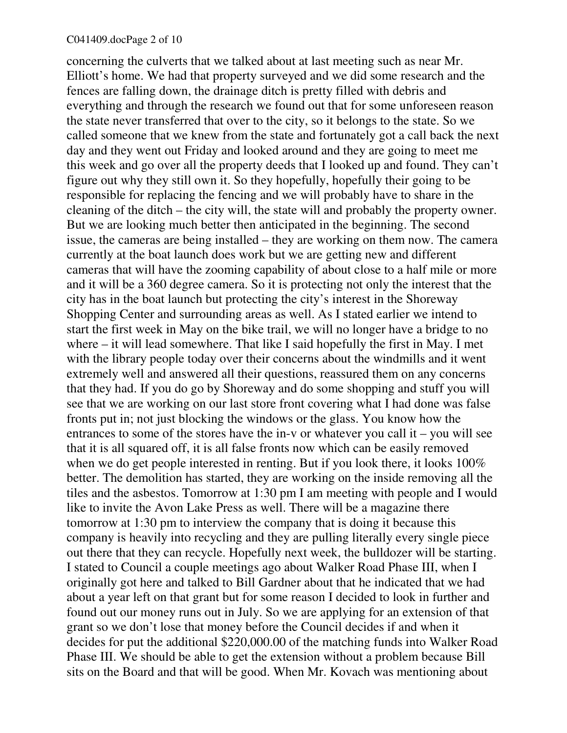concerning the culverts that we talked about at last meeting such as near Mr. Elliott's home. We had that property surveyed and we did some research and the fences are falling down, the drainage ditch is pretty filled with debris and everything and through the research we found out that for some unforeseen reason the state never transferred that over to the city, so it belongs to the state. So we called someone that we knew from the state and fortunately got a call back the next day and they went out Friday and looked around and they are going to meet me this week and go over all the property deeds that I looked up and found. They can't figure out why they still own it. So they hopefully, hopefully their going to be responsible for replacing the fencing and we will probably have to share in the cleaning of the ditch – the city will, the state will and probably the property owner. But we are looking much better then anticipated in the beginning. The second issue, the cameras are being installed – they are working on them now. The camera currently at the boat launch does work but we are getting new and different cameras that will have the zooming capability of about close to a half mile or more and it will be a 360 degree camera. So it is protecting not only the interest that the city has in the boat launch but protecting the city's interest in the Shoreway Shopping Center and surrounding areas as well. As I stated earlier we intend to start the first week in May on the bike trail, we will no longer have a bridge to no where – it will lead somewhere. That like I said hopefully the first in May. I met with the library people today over their concerns about the windmills and it went extremely well and answered all their questions, reassured them on any concerns that they had. If you do go by Shoreway and do some shopping and stuff you will see that we are working on our last store front covering what I had done was false fronts put in; not just blocking the windows or the glass. You know how the entrances to some of the stores have the in-v or whatever you call it – you will see that it is all squared off, it is all false fronts now which can be easily removed when we do get people interested in renting. But if you look there, it looks 100% better. The demolition has started, they are working on the inside removing all the tiles and the asbestos. Tomorrow at 1:30 pm I am meeting with people and I would like to invite the Avon Lake Press as well. There will be a magazine there tomorrow at 1:30 pm to interview the company that is doing it because this company is heavily into recycling and they are pulling literally every single piece out there that they can recycle. Hopefully next week, the bulldozer will be starting. I stated to Council a couple meetings ago about Walker Road Phase III, when I originally got here and talked to Bill Gardner about that he indicated that we had about a year left on that grant but for some reason I decided to look in further and found out our money runs out in July. So we are applying for an extension of that grant so we don't lose that money before the Council decides if and when it decides for put the additional $220,000.00 of the matching funds into Walker Road Phase III. We should be able to get the extension without a problem because Bill sits on the Board and that will be good. When Mr. Kovach was mentioning about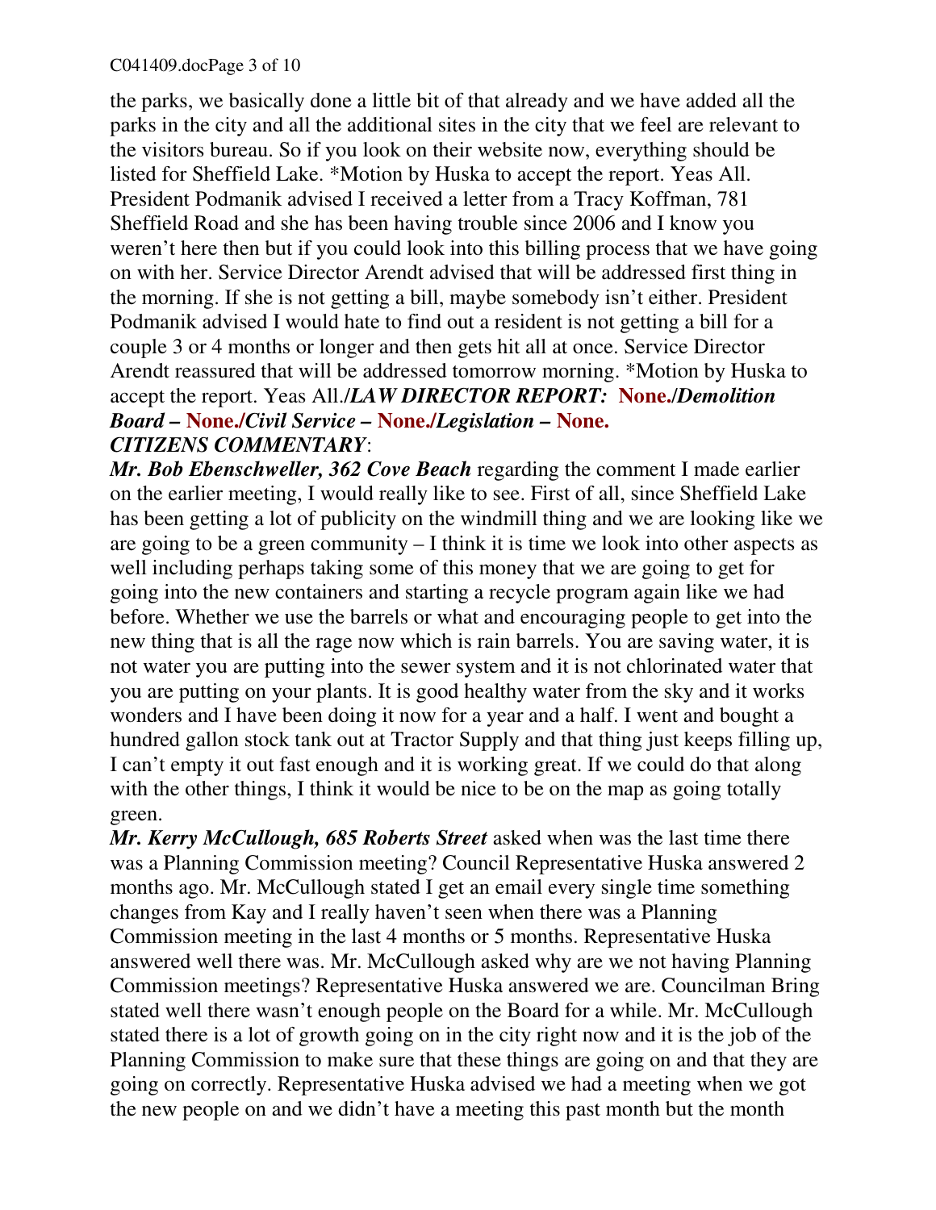the parks, we basically done a little bit of that already and we have added all the parks in the city and all the additional sites in the city that we feel are relevant to the visitors bureau. So if you look on their website now, everything should be listed for Sheffield Lake. *Motion by Huska to accept the report. Yeas All. President Podmanik advised I received a letter from a Tracy Koffman, 781 Sheffield Road and she has been having trouble since 2006 and I know you weren't here then but if you could look into this billing process that we have going on with her. Service Director Arendt advised that will be addressed first thing in the morning. If she is not getting a bill, maybe somebody isn't either. President Podmanik advised I would hate to find out a resident is not getting a bill for a couple 3 or 4 months or longer and then gets hit all at once. Service Director Arendt reassured that will be addressed tomorrow morning. *Motion by Huska to accept the report. Yeas All./***LAW DIRECTOR REPORT:* None./*Demolition Board* – None./*Civil Service* – None./*Legislation* – None.**

***CITIZENS COMMENTARY***:

***Mr. Bob Ebenschweller, 362 Cove Beach*** regarding the comment I made earlier on the earlier meeting, I would really like to see. First of all, since Sheffield Lake has been getting a lot of publicity on the windmill thing and we are looking like we are going to be a green community – I think it is time we look into other aspects as well including perhaps taking some of this money that we are going to get for going into the new containers and starting a recycle program again like we had before. Whether we use the barrels or what and encouraging people to get into the new thing that is all the rage now which is rain barrels. You are saving water, it is not water you are putting into the sewer system and it is not chlorinated water that you are putting on your plants. It is good healthy water from the sky and it works wonders and I have been doing it now for a year and a half. I went and bought a hundred gallon stock tank out at Tractor Supply and that thing just keeps filling up, I can't empty it out fast enough and it is working great. If we could do that along with the other things, I think it would be nice to be on the map as going totally green.

***Mr. Kerry McCullough, 685 Roberts Street*** asked when was the last time there was a Planning Commission meeting? Council Representative Huska answered 2 months ago. Mr. McCullough stated I get an email every single time something changes from Kay and I really haven't seen when there was a Planning Commission meeting in the last 4 months or 5 months. Representative Huska answered well there was. Mr. McCullough asked why are we not having Planning Commission meetings? Representative Huska answered we are. Councilman Bring stated well there wasn't enough people on the Board for a while. Mr. McCullough stated there is a lot of growth going on in the city right now and it is the job of the Planning Commission to make sure that these things are going on and that they are going on correctly. Representative Huska advised we had a meeting when we got the new people on and we didn't have a meeting this past month but the month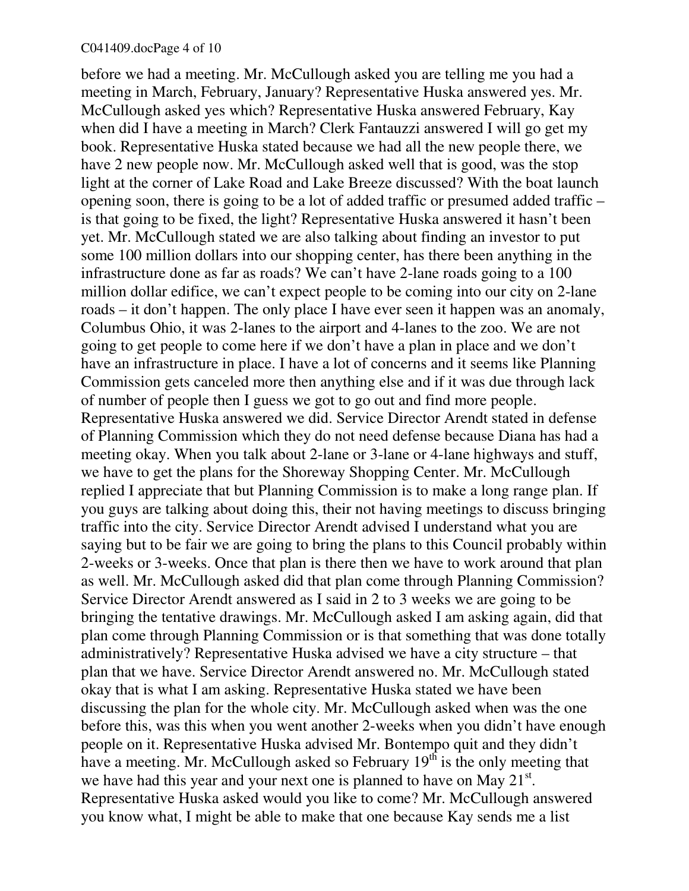before we had a meeting. Mr. McCullough asked you are telling me you had a meeting in March, February, January? Representative Huska answered yes. Mr. McCullough asked yes which? Representative Huska answered February, Kay when did I have a meeting in March? Clerk Fantauzzi answered I will go get my book. Representative Huska stated because we had all the new people there, we have 2 new people now. Mr. McCullough asked well that is good, was the stop light at the corner of Lake Road and Lake Breeze discussed? With the boat launch opening soon, there is going to be a lot of added traffic or presumed added traffic – is that going to be fixed, the light? Representative Huska answered it hasn't been yet. Mr. McCullough stated we are also talking about finding an investor to put some 100 million dollars into our shopping center, has there been anything in the infrastructure done as far as roads? We can't have 2-lane roads going to a 100 million dollar edifice, we can't expect people to be coming into our city on 2-lane roads – it don't happen. The only place I have ever seen it happen was an anomaly, Columbus Ohio, it was 2-lanes to the airport and 4-lanes to the zoo. We are not going to get people to come here if we don't have a plan in place and we don't have an infrastructure in place. I have a lot of concerns and it seems like Planning Commission gets canceled more then anything else and if it was due through lack of number of people then I guess we got to go out and find more people. Representative Huska answered we did. Service Director Arendt stated in defense of Planning Commission which they do not need defense because Diana has had a meeting okay. When you talk about 2-lane or 3-lane or 4-lane highways and stuff, we have to get the plans for the Shoreway Shopping Center. Mr. McCullough replied I appreciate that but Planning Commission is to make a long range plan. If you guys are talking about doing this, their not having meetings to discuss bringing traffic into the city. Service Director Arendt advised I understand what you are saying but to be fair we are going to bring the plans to this Council probably within 2-weeks or 3-weeks. Once that plan is there then we have to work around that plan as well. Mr. McCullough asked did that plan come through Planning Commission? Service Director Arendt answered as I said in 2 to 3 weeks we are going to be bringing the tentative drawings. Mr. McCullough asked I am asking again, did that plan come through Planning Commission or is that something that was done totally administratively? Representative Huska advised we have a city structure – that plan that we have. Service Director Arendt answered no. Mr. McCullough stated okay that is what I am asking. Representative Huska stated we have been discussing the plan for the whole city. Mr. McCullough asked when was the one before this, was this when you went another 2-weeks when you didn't have enough people on it. Representative Huska advised Mr. Bontempo quit and they didn't have a meeting. Mr. McCullough asked so February 19th is the only meeting that we have had this year and your next one is planned to have on May 21st. Representative Huska asked would you like to come? Mr. McCullough answered you know what, I might be able to make that one because Kay sends me a list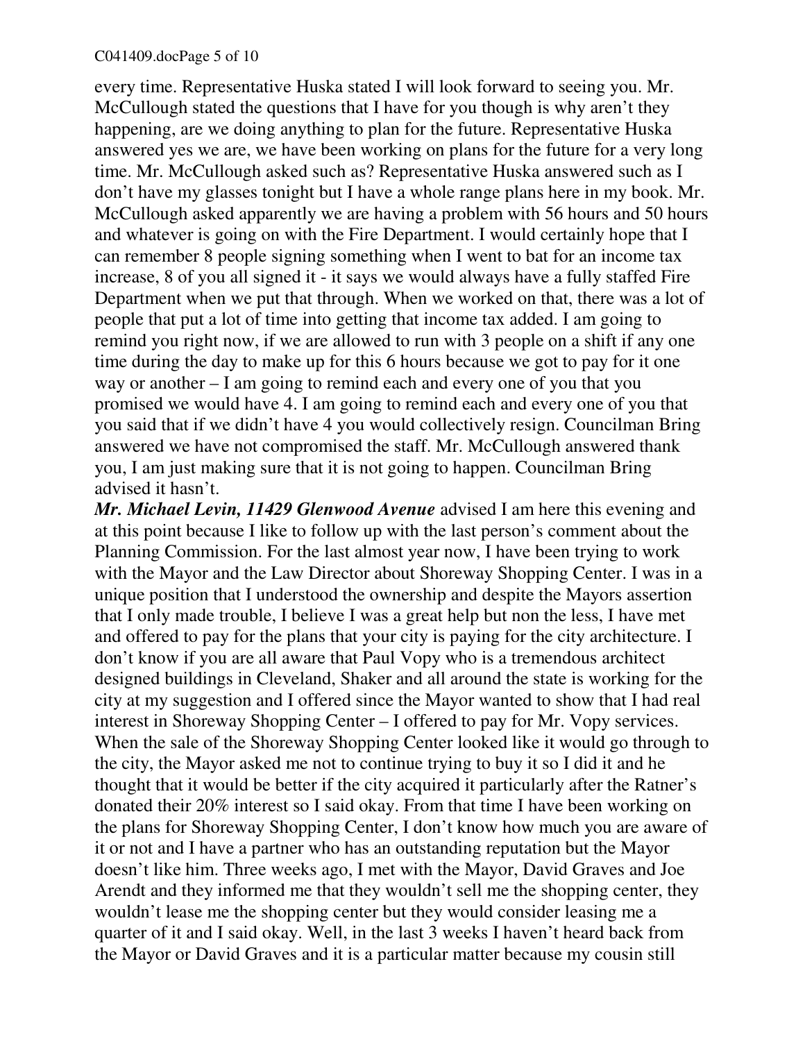every time. Representative Huska stated I will look forward to seeing you. Mr. McCullough stated the questions that I have for you though is why aren't they happening, are we doing anything to plan for the future. Representative Huska answered yes we are, we have been working on plans for the future for a very long time. Mr. McCullough asked such as? Representative Huska answered such as I don't have my glasses tonight but I have a whole range plans here in my book. Mr. McCullough asked apparently we are having a problem with 56 hours and 50 hours and whatever is going on with the Fire Department. I would certainly hope that I can remember 8 people signing something when I went to bat for an income tax increase, 8 of you all signed it - it says we would always have a fully staffed Fire Department when we put that through. When we worked on that, there was a lot of people that put a lot of time into getting that income tax added. I am going to remind you right now, if we are allowed to run with 3 people on a shift if any one time during the day to make up for this 6 hours because we got to pay for it one way or another – I am going to remind each and every one of you that you promised we would have 4. I am going to remind each and every one of you that you said that if we didn't have 4 you would collectively resign. Councilman Bring answered we have not compromised the staff. Mr. McCullough answered thank you, I am just making sure that it is not going to happen. Councilman Bring advised it hasn't.

***Mr. Michael Levin, 11429 Glenwood Avenue*** advised I am here this evening and at this point because I like to follow up with the last person's comment about the Planning Commission. For the last almost year now, I have been trying to work with the Mayor and the Law Director about Shoreway Shopping Center. I was in a unique position that I understood the ownership and despite the Mayors assertion that I only made trouble, I believe I was a great help but non the less, I have met and offered to pay for the plans that your city is paying for the city architecture. I don't know if you are all aware that Paul Vopy who is a tremendous architect designed buildings in Cleveland, Shaker and all around the state is working for the city at my suggestion and I offered since the Mayor wanted to show that I had real interest in Shoreway Shopping Center – I offered to pay for Mr. Vopy services. When the sale of the Shoreway Shopping Center looked like it would go through to the city, the Mayor asked me not to continue trying to buy it so I did it and he thought that it would be better if the city acquired it particularly after the Ratner's donated their 20% interest so I said okay. From that time I have been working on the plans for Shoreway Shopping Center, I don't know how much you are aware of it or not and I have a partner who has an outstanding reputation but the Mayor doesn't like him. Three weeks ago, I met with the Mayor, David Graves and Joe Arendt and they informed me that they wouldn't sell me the shopping center, they wouldn't lease me the shopping center but they would consider leasing me a quarter of it and I said okay. Well, in the last 3 weeks I haven't heard back from the Mayor or David Graves and it is a particular matter because my cousin still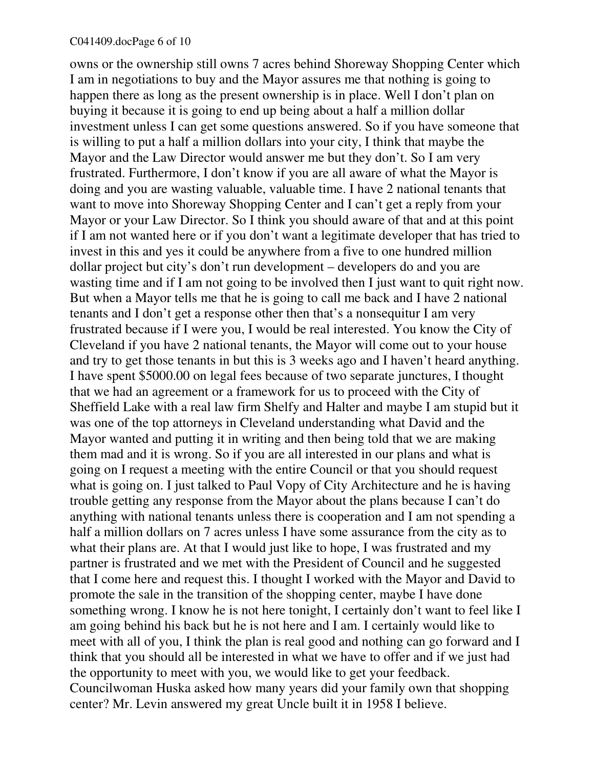owns or the ownership still owns 7 acres behind Shoreway Shopping Center which I am in negotiations to buy and the Mayor assures me that nothing is going to happen there as long as the present ownership is in place. Well I don't plan on buying it because it is going to end up being about a half a million dollar investment unless I can get some questions answered. So if you have someone that is willing to put a half a million dollars into your city, I think that maybe the Mayor and the Law Director would answer me but they don't. So I am very frustrated. Furthermore, I don't know if you are all aware of what the Mayor is doing and you are wasting valuable, valuable time. I have 2 national tenants that want to move into Shoreway Shopping Center and I can't get a reply from your Mayor or your Law Director. So I think you should aware of that and at this point if I am not wanted here or if you don't want a legitimate developer that has tried to invest in this and yes it could be anywhere from a five to one hundred million dollar project but city's don't run development – developers do and you are wasting time and if I am not going to be involved then I just want to quit right now. But when a Mayor tells me that he is going to call me back and I have 2 national tenants and I don't get a response other then that's a nonsequitur I am very frustrated because if I were you, I would be real interested. You know the City of Cleveland if you have 2 national tenants, the Mayor will come out to your house and try to get those tenants in but this is 3 weeks ago and I haven't heard anything. I have spent $5000.00 on legal fees because of two separate junctures, I thought that we had an agreement or a framework for us to proceed with the City of Sheffield Lake with a real law firm Shelfy and Halter and maybe I am stupid but it was one of the top attorneys in Cleveland understanding what David and the Mayor wanted and putting it in writing and then being told that we are making them mad and it is wrong. So if you are all interested in our plans and what is going on I request a meeting with the entire Council or that you should request what is going on. I just talked to Paul Vopy of City Architecture and he is having trouble getting any response from the Mayor about the plans because I can't do anything with national tenants unless there is cooperation and I am not spending a half a million dollars on 7 acres unless I have some assurance from the city as to what their plans are. At that I would just like to hope, I was frustrated and my partner is frustrated and we met with the President of Council and he suggested that I come here and request this. I thought I worked with the Mayor and David to promote the sale in the transition of the shopping center, maybe I have done something wrong. I know he is not here tonight, I certainly don't want to feel like I am going behind his back but he is not here and I am. I certainly would like to meet with all of you, I think the plan is real good and nothing can go forward and I think that you should all be interested in what we have to offer and if we just had the opportunity to meet with you, we would like to get your feedback. Councilwoman Huska asked how many years did your family own that shopping center? Mr. Levin answered my great Uncle built it in 1958 I believe.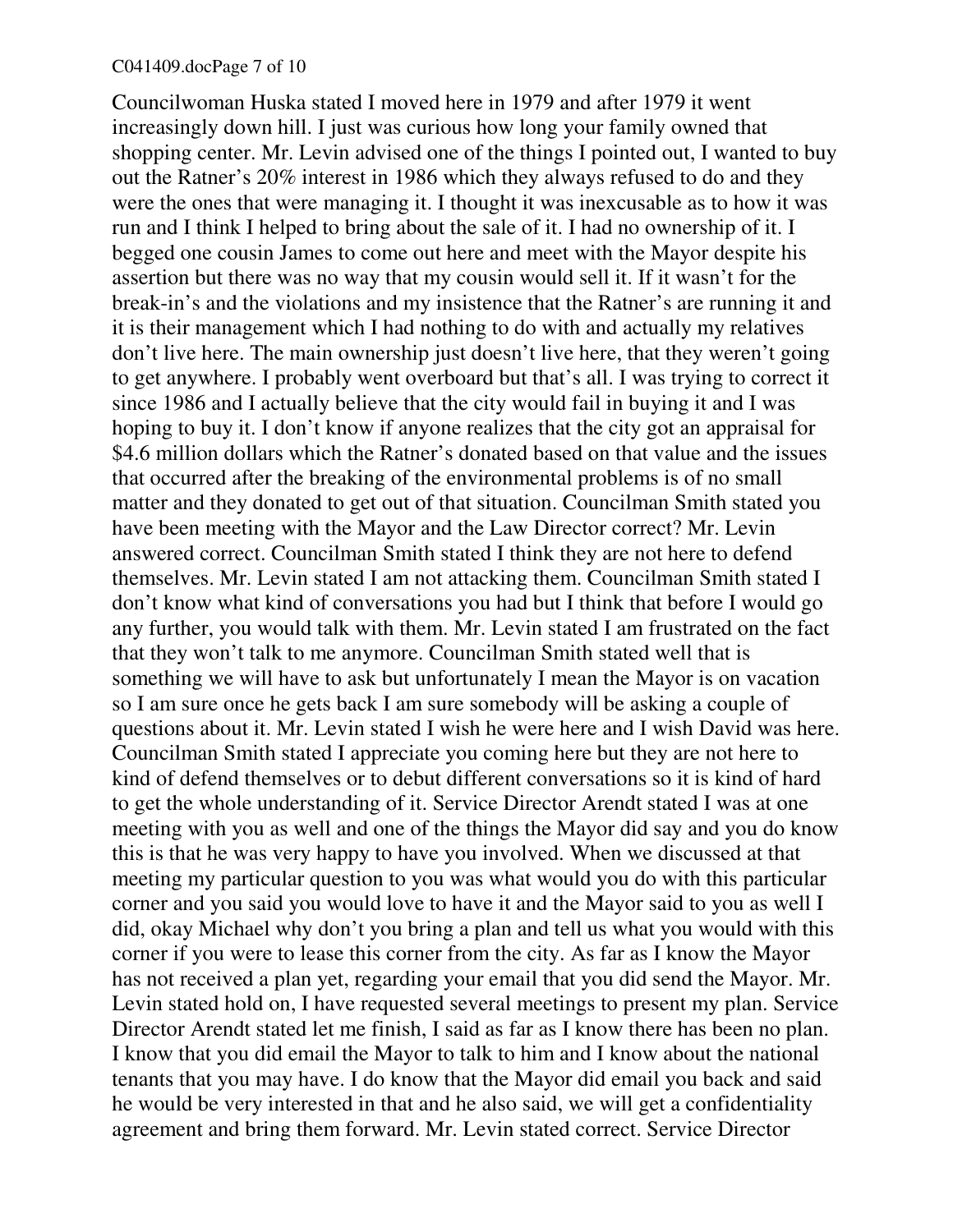Councilwoman Huska stated I moved here in 1979 and after 1979 it went increasingly down hill. I just was curious how long your family owned that shopping center. Mr. Levin advised one of the things I pointed out, I wanted to buy out the Ratner's 20% interest in 1986 which they always refused to do and they were the ones that were managing it. I thought it was inexcusable as to how it was run and I think I helped to bring about the sale of it. I had no ownership of it. I begged one cousin James to come out here and meet with the Mayor despite his assertion but there was no way that my cousin would sell it. If it wasn't for the break-in's and the violations and my insistence that the Ratner's are running it and it is their management which I had nothing to do with and actually my relatives don't live here. The main ownership just doesn't live here, that they weren't going to get anywhere. I probably went overboard but that's all. I was trying to correct it since 1986 and I actually believe that the city would fail in buying it and I was hoping to buy it. I don't know if anyone realizes that the city got an appraisal for $4.6 million dollars which the Ratner's donated based on that value and the issues that occurred after the breaking of the environmental problems is of no small matter and they donated to get out of that situation. Councilman Smith stated you have been meeting with the Mayor and the Law Director correct? Mr. Levin answered correct. Councilman Smith stated I think they are not here to defend themselves. Mr. Levin stated I am not attacking them. Councilman Smith stated I don't know what kind of conversations you had but I think that before I would go any further, you would talk with them. Mr. Levin stated I am frustrated on the fact that they won't talk to me anymore. Councilman Smith stated well that is something we will have to ask but unfortunately I mean the Mayor is on vacation so I am sure once he gets back I am sure somebody will be asking a couple of questions about it. Mr. Levin stated I wish he were here and I wish David was here. Councilman Smith stated I appreciate you coming here but they are not here to kind of defend themselves or to debut different conversations so it is kind of hard to get the whole understanding of it. Service Director Arendt stated I was at one meeting with you as well and one of the things the Mayor did say and you do know this is that he was very happy to have you involved. When we discussed at that meeting my particular question to you was what would you do with this particular corner and you said you would love to have it and the Mayor said to you as well I did, okay Michael why don't you bring a plan and tell us what you would with this corner if you were to lease this corner from the city. As far as I know the Mayor has not received a plan yet, regarding your email that you did send the Mayor. Mr. Levin stated hold on, I have requested several meetings to present my plan. Service Director Arendt stated let me finish, I said as far as I know there has been no plan. I know that you did email the Mayor to talk to him and I know about the national tenants that you may have. I do know that the Mayor did email you back and said he would be very interested in that and he also said, we will get a confidentiality agreement and bring them forward. Mr. Levin stated correct. Service Director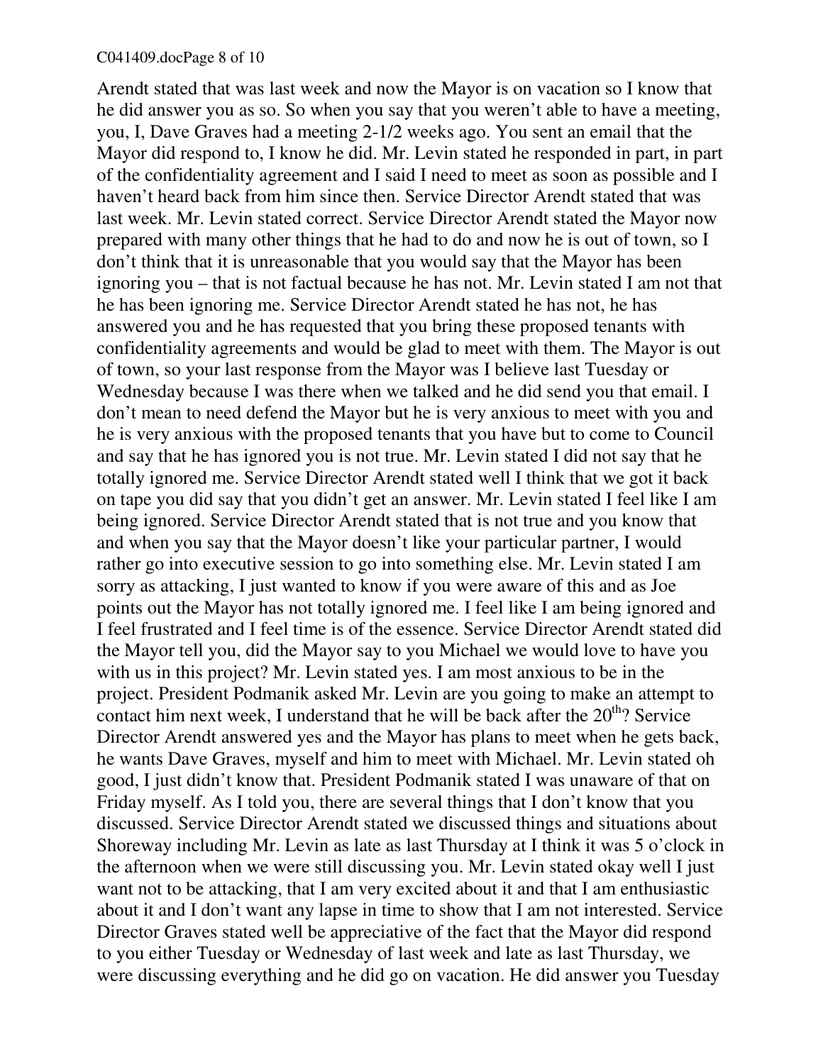Arendt stated that was last week and now the Mayor is on vacation so I know that he did answer you as so. So when you say that you weren't able to have a meeting, you, I, Dave Graves had a meeting 2-1/2 weeks ago. You sent an email that the Mayor did respond to, I know he did. Mr. Levin stated he responded in part, in part of the confidentiality agreement and I said I need to meet as soon as possible and I haven't heard back from him since then. Service Director Arendt stated that was last week. Mr. Levin stated correct. Service Director Arendt stated the Mayor now prepared with many other things that he had to do and now he is out of town, so I don't think that it is unreasonable that you would say that the Mayor has been ignoring you – that is not factual because he has not. Mr. Levin stated I am not that he has been ignoring me. Service Director Arendt stated he has not, he has answered you and he has requested that you bring these proposed tenants with confidentiality agreements and would be glad to meet with them. The Mayor is out of town, so your last response from the Mayor was I believe last Tuesday or Wednesday because I was there when we talked and he did send you that email. I don't mean to need defend the Mayor but he is very anxious to meet with you and he is very anxious with the proposed tenants that you have but to come to Council and say that he has ignored you is not true. Mr. Levin stated I did not say that he totally ignored me. Service Director Arendt stated well I think that we got it back on tape you did say that you didn't get an answer. Mr. Levin stated I feel like I am being ignored. Service Director Arendt stated that is not true and you know that and when you say that the Mayor doesn't like your particular partner, I would rather go into executive session to go into something else. Mr. Levin stated I am sorry as attacking, I just wanted to know if you were aware of this and as Joe points out the Mayor has not totally ignored me. I feel like I am being ignored and I feel frustrated and I feel time is of the essence. Service Director Arendt stated did the Mayor tell you, did the Mayor say to you Michael we would love to have you with us in this project? Mr. Levin stated yes. I am most anxious to be in the project. President Podmanik asked Mr. Levin are you going to make an attempt to contact him next week, I understand that he will be back after the 20th? Service Director Arendt answered yes and the Mayor has plans to meet when he gets back, he wants Dave Graves, myself and him to meet with Michael. Mr. Levin stated oh good, I just didn't know that. President Podmanik stated I was unaware of that on Friday myself. As I told you, there are several things that I don't know that you discussed. Service Director Arendt stated we discussed things and situations about Shoreway including Mr. Levin as late as last Thursday at I think it was 5 o'clock in the afternoon when we were still discussing you. Mr. Levin stated okay well I just want not to be attacking, that I am very excited about it and that I am enthusiastic about it and I don't want any lapse in time to show that I am not interested. Service Director Graves stated well be appreciative of the fact that the Mayor did respond to you either Tuesday or Wednesday of last week and late as last Thursday, we were discussing everything and he did go on vacation. He did answer you Tuesday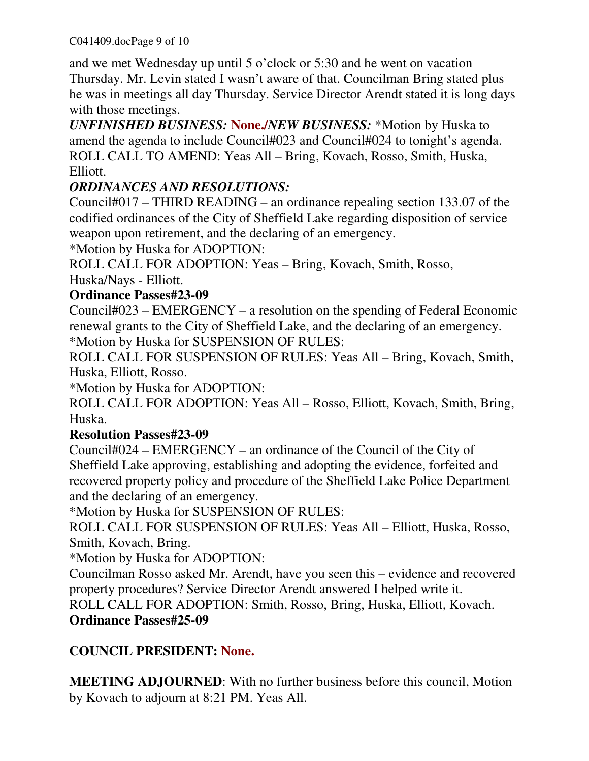and we met Wednesday up until 5 o'clock or 5:30 and he went on vacation Thursday. Mr. Levin stated I wasn't aware of that. Councilman Bring stated plus he was in meetings all day Thursday. Service Director Arendt stated it is long days with those meetings.

***UNFINISHED BUSINESS:* None./*NEW BUSINESS:*** *Motion by Huska to amend the agenda to include Council#023 and Council#024 to tonight's agenda. ROLL CALL TO AMEND: Yeas All – Bring, Kovach, Rosso, Smith, Huska, Elliott.

***ORDINANCES AND RESOLUTIONS:***

Council#017 – THIRD READING – an ordinance repealing section 133.07 of the codified ordinances of the City of Sheffield Lake regarding disposition of service weapon upon retirement, and the declaring of an emergency.

*Motion by Huska for ADOPTION:

ROLL CALL FOR ADOPTION: Yeas – Bring, Kovach, Smith, Rosso, Huska/Nays - Elliott.

**Ordinance Passes#23-09**

Council#023 – EMERGENCY – a resolution on the spending of Federal Economic renewal grants to the City of Sheffield Lake, and the declaring of an emergency.

*Motion by Huska for SUSPENSION OF RULES:

ROLL CALL FOR SUSPENSION OF RULES: Yeas All – Bring, Kovach, Smith, Huska, Elliott, Rosso.

*Motion by Huska for ADOPTION:

ROLL CALL FOR ADOPTION: Yeas All – Rosso, Elliott, Kovach, Smith, Bring, Huska.

**Resolution Passes#23-09**

Council#024 – EMERGENCY – an ordinance of the Council of the City of Sheffield Lake approving, establishing and adopting the evidence, forfeited and recovered property policy and procedure of the Sheffield Lake Police Department and the declaring of an emergency.

*Motion by Huska for SUSPENSION OF RULES:

ROLL CALL FOR SUSPENSION OF RULES: Yeas All – Elliott, Huska, Rosso, Smith, Kovach, Bring.

*Motion by Huska for ADOPTION:

Councilman Rosso asked Mr. Arendt, have you seen this – evidence and recovered property procedures? Service Director Arendt answered I helped write it.

ROLL CALL FOR ADOPTION: Smith, Rosso, Bring, Huska, Elliott, Kovach.

**Ordinance Passes#25-09**

**COUNCIL PRESIDENT: None.**

**MEETING ADJOURNED**: With no further business before this council, Motion by Kovach to adjourn at 8:21 PM. Yeas All.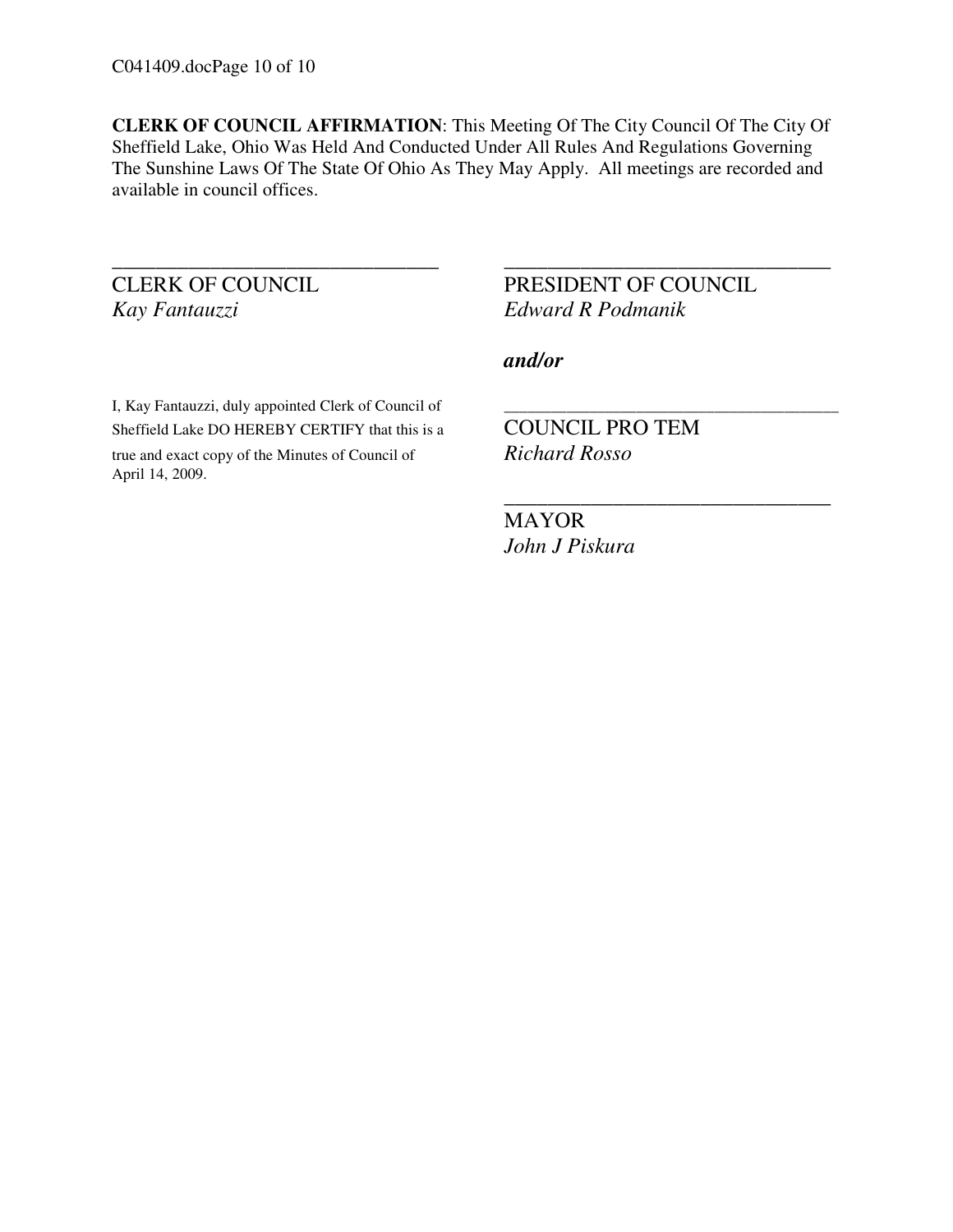**CLERK OF COUNCIL AFFIRMATION**: This Meeting Of The City Council Of The City Of Sheffield Lake, Ohio Was Held And Conducted Under All Rules And Regulations Governing The Sunshine Laws Of The State Of Ohio As They May Apply. All meetings are recorded and available in council offices.

\_\_\_\_\_\_\_\_\_\_\_\_\_\_\_\_\_\_\_\_\_\_\_\_\_\_\_\_\_\_\_\_

CLERK OF COUNCIL
*Kay Fantauzzi*

I, Kay Fantauzzi, duly appointed Clerk of Council of Sheffield Lake DO HEREBY CERTIFY that this is a true and exact copy of the Minutes of Council of April 14, 2009.

\_\_\_\_\_\_\_\_\_\_\_\_\_\_\_\_\_\_\_\_\_\_\_\_\_\_\_\_\_\_\_\_

PRESIDENT OF COUNCIL
*Edward R Podmanik*

***and/or***

\_\_\_\_\_\_\_\_\_\_\_\_\_\_\_\_\_\_\_\_\_\_\_\_\_\_\_\_\_\_\_\_

COUNCIL PRO TEM
*Richard Rosso*

\_\_\_\_\_\_\_\_\_\_\_\_\_\_\_\_\_\_\_\_\_\_\_\_\_\_\_\_\_\_\_\_

MAYOR
*John J Piskura*